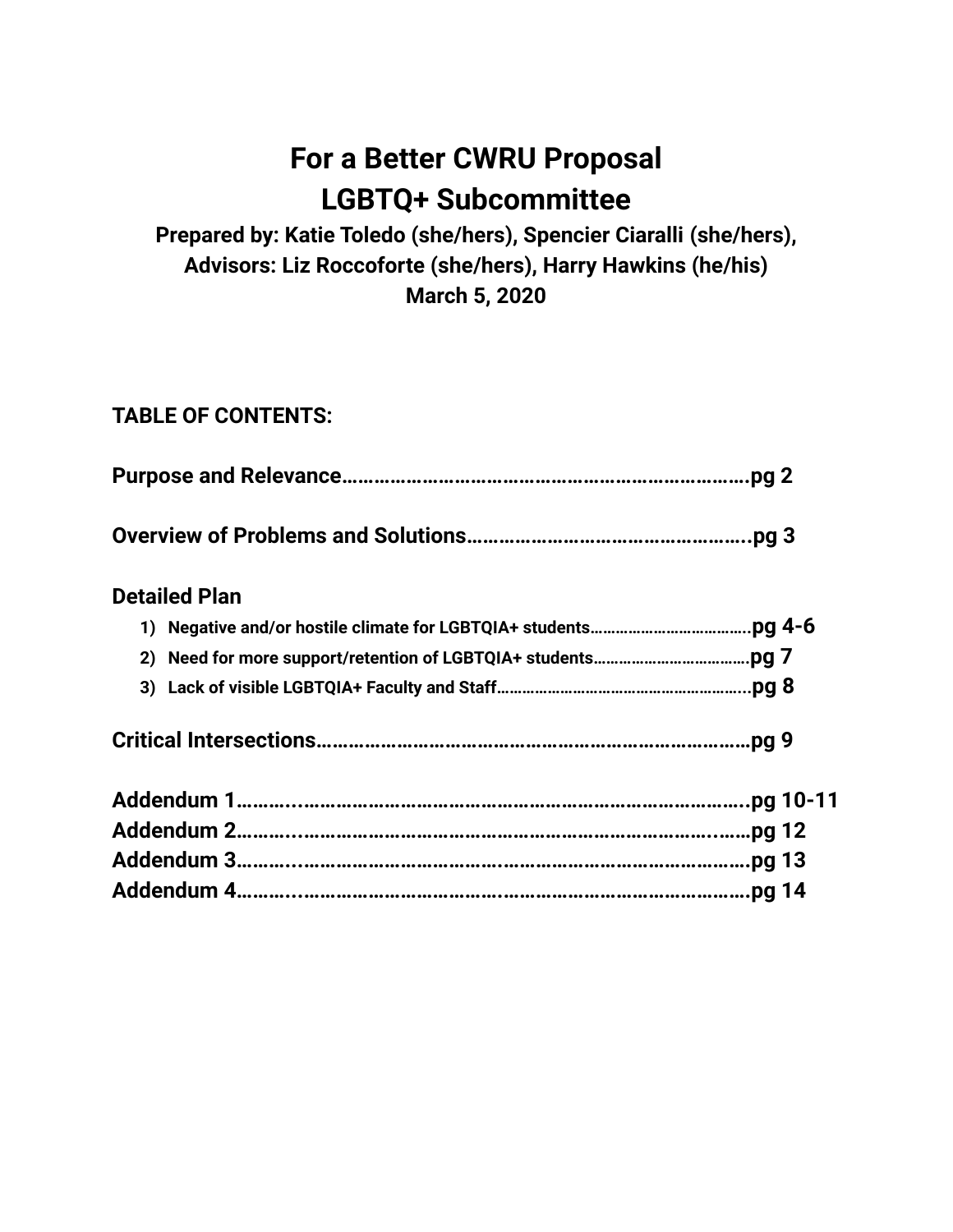# For a Better CWRU Proposal
# LGBTQ+ Subcommittee

**Prepared by: Katie Toledo (she/hers), Spencier Ciaralli (she/hers),**
**Advisors: Liz Roccoforte (she/hers), Harry Hawkins (he/his)**
**March 5, 2020**

**TABLE OF CONTENTS:**

**Purpose and Relevance……………………………………………………………………pg 2**

**Overview of Problems and Solutions……………………………………………..pg 3**

**Detailed Plan**

1) **Negative and/or hostile climate for LGBTQIA+ students……………………………….pg 4-6**
2) **Need for more support/retention of LGBTQIA+ students………………………………pg 7**
3) **Lack of visible LGBTQIA+ Faculty and Staff…………………………………………………...pg 8**

**Critical Intersections…………………………………………………………………………pg 9**

**Addendum 1………..…………………………………………………………………………..pg 10-11**
**Addendum 2………..……………………………………………………………………..……pg 12**
**Addendum 3………..………………………………….………………………………………pg 13**
**Addendum 4………..………………………………….………………………………………pg 14**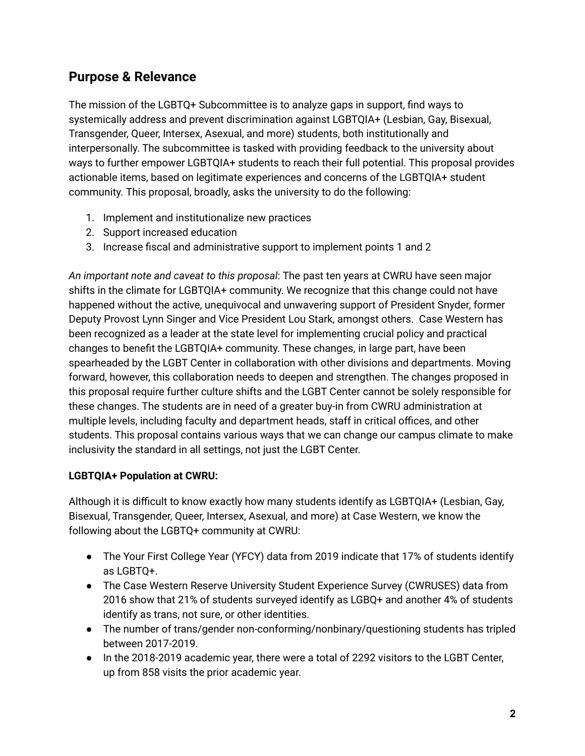## Purpose & Relevance

The mission of the LGBTQ+ Subcommittee is to analyze gaps in support, find ways to systemically address and prevent discrimination against LGBTQIA+ (Lesbian, Gay, Bisexual, Transgender, Queer, Intersex, Asexual, and more) students, both institutionally and interpersonally. The subcommittee is tasked with providing feedback to the university about ways to further empower LGBTQIA+ students to reach their full potential. This proposal provides actionable items, based on legitimate experiences and concerns of the LGBTQIA+ student community. This proposal, broadly, asks the university to do the following:

1. Implement and institutionalize new practices
2. Support increased education
3. Increase fiscal and administrative support to implement points 1 and 2

*An important note and caveat to this proposal*: The past ten years at CWRU have seen major shifts in the climate for LGBTQIA+ community. We recognize that this change could not have happened without the active, unequivocal and unwavering support of President Snyder, former Deputy Provost Lynn Singer and Vice President Lou Stark, amongst others. Case Western has been recognized as a leader at the state level for implementing crucial policy and practical changes to benefit the LGBTQIA+ community. These changes, in large part, have been spearheaded by the LGBT Center in collaboration with other divisions and departments. Moving forward, however, this collaboration needs to deepen and strengthen. The changes proposed in this proposal require further culture shifts and the LGBT Center cannot be solely responsible for these changes. The students are in need of a greater buy-in from CWRU administration at multiple levels, including faculty and department heads, staff in critical offices, and other students. This proposal contains various ways that we can change our campus climate to make inclusivity the standard in all settings, not just the LGBT Center.

**LGBTQIA+ Population at CWRU:**

Although it is difficult to know exactly how many students identify as LGBTQIA+ (Lesbian, Gay, Bisexual, Transgender, Queer, Intersex, Asexual, and more) at Case Western, we know the following about the LGBTQ+ community at CWRU:

- The Your First College Year (YFCY) data from 2019 indicate that 17% of students identify as LGBTQ+.
- The Case Western Reserve University Student Experience Survey (CWRUSES) data from 2016 show that 21% of students surveyed identify as LGBQ+ and another 4% of students identify as trans, not sure, or other identities.
- The number of trans/gender non-conforming/nonbinary/questioning students has tripled between 2017-2019.
- In the 2018-2019 academic year, there were a total of 2292 visitors to the LGBT Center, up from 858 visits the prior academic year.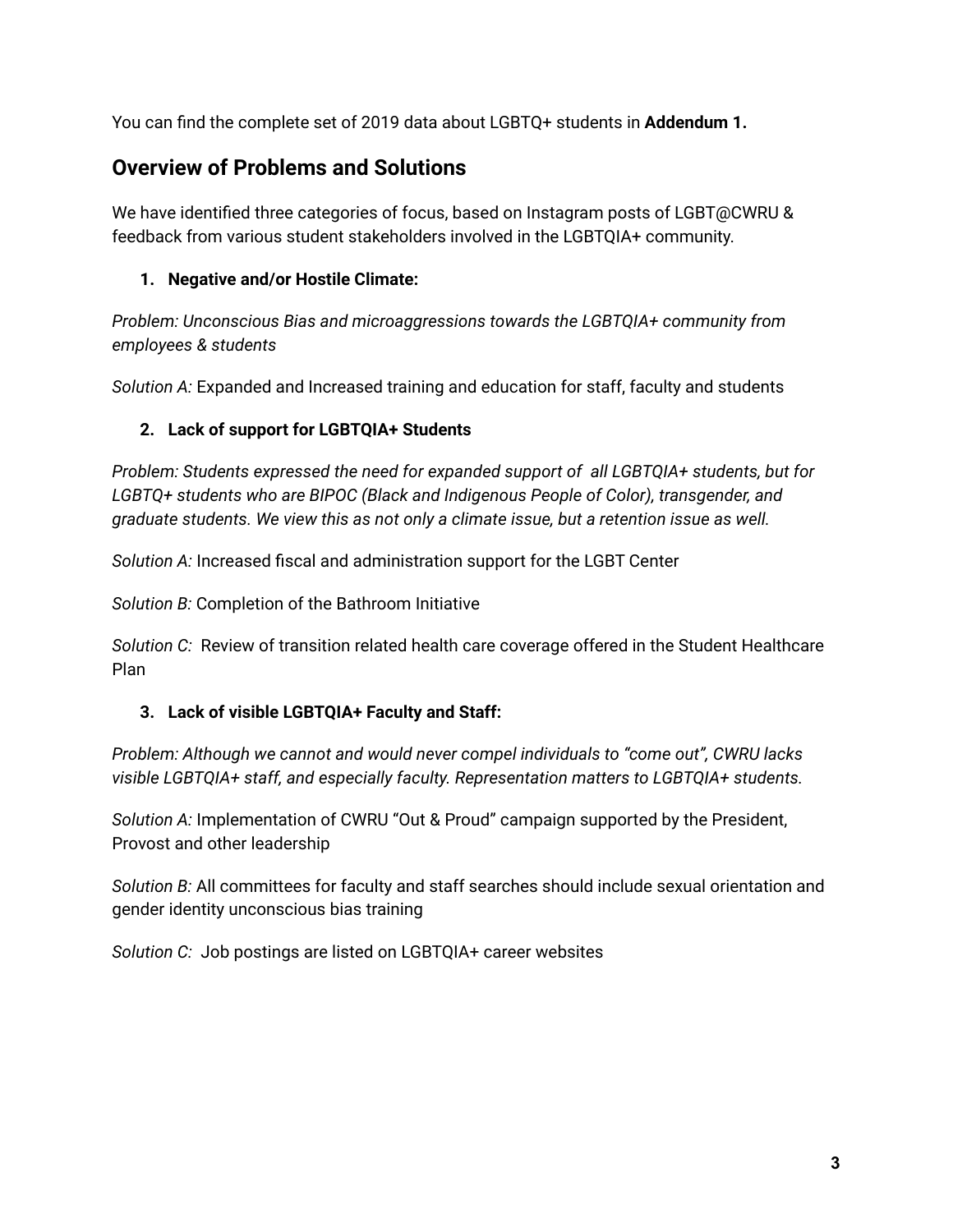You can find the complete set of 2019 data about LGBTQ+ students in **Addendum 1.**

## Overview of Problems and Solutions

We have identified three categories of focus, based on Instagram posts of LGBT@CWRU & feedback from various student stakeholders involved in the LGBTQIA+ community.

1. **Negative and/or Hostile Climate:**

*Problem: Unconscious Bias and microaggressions towards the LGBTQIA+ community from employees & students*

*Solution A:* Expanded and Increased training and education for staff, faculty and students

2. **Lack of support for LGBTQIA+ Students**

*Problem: Students expressed the need for expanded support of all LGBTQIA+ students, but for LGBTQ+ students who are BIPOC (Black and Indigenous People of Color), transgender, and graduate students. We view this as not only a climate issue, but a retention issue as well.*

*Solution A:* Increased fiscal and administration support for the LGBT Center

*Solution B:* Completion of the Bathroom Initiative

*Solution C:* Review of transition related health care coverage offered in the Student Healthcare Plan

3. **Lack of visible LGBTQIA+ Faculty and Staff:**

*Problem: Although we cannot and would never compel individuals to "come out", CWRU lacks visible LGBTQIA+ staff, and especially faculty. Representation matters to LGBTQIA+ students.*

*Solution A:* Implementation of CWRU "Out & Proud" campaign supported by the President, Provost and other leadership

*Solution B:* All committees for faculty and staff searches should include sexual orientation and gender identity unconscious bias training

*Solution C:* Job postings are listed on LGBTQIA+ career websites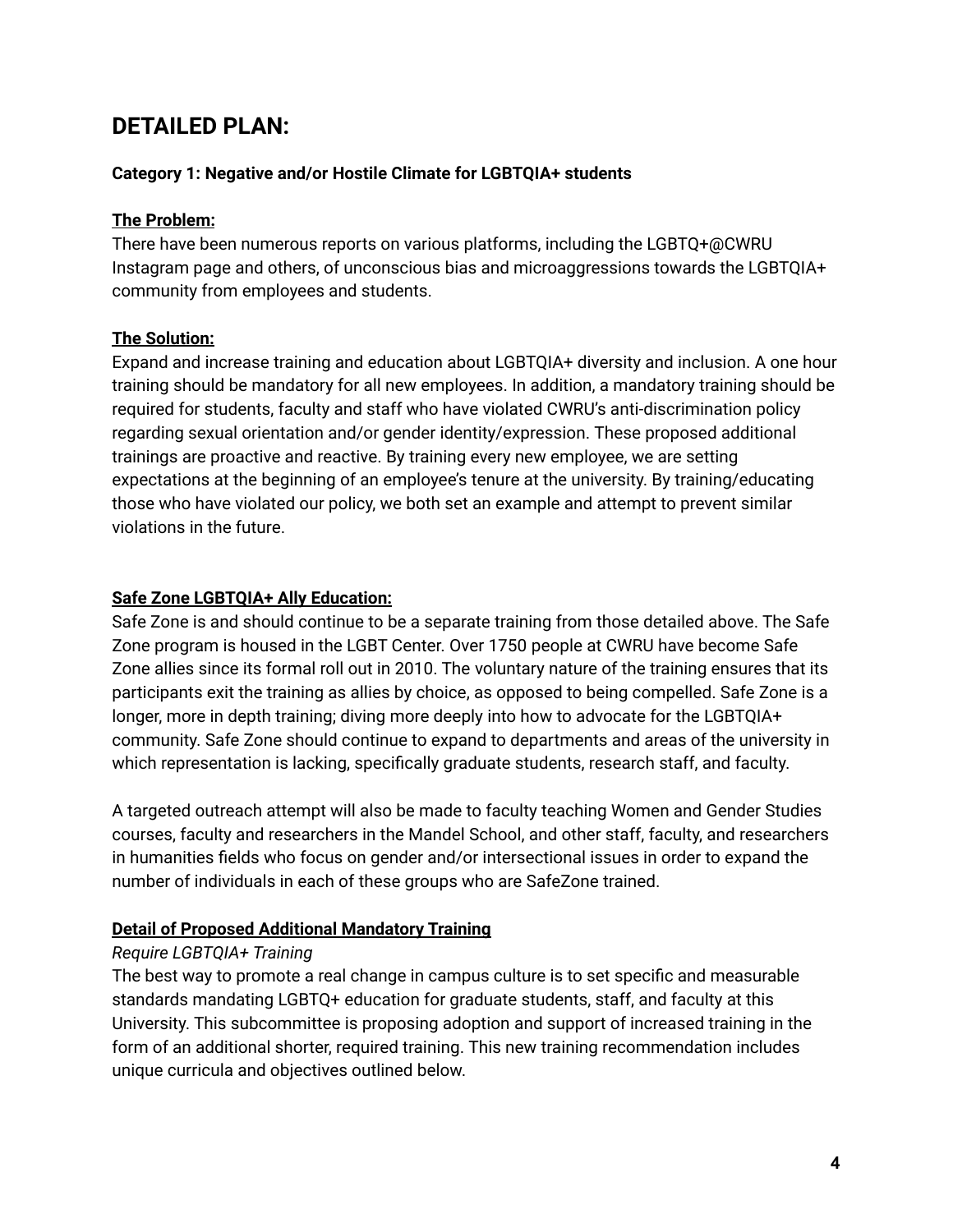## DETAILED PLAN:

### Category 1: Negative and/or Hostile Climate for LGBTQIA+ students

**The Problem:**

There have been numerous reports on various platforms, including the LGBTQ+@CWRU Instagram page and others, of unconscious bias and microaggressions towards the LGBTQIA+ community from employees and students.

**The Solution:**

Expand and increase training and education about LGBTQIA+ diversity and inclusion. A one hour training should be mandatory for all new employees. In addition, a mandatory training should be required for students, faculty and staff who have violated CWRU's anti-discrimination policy regarding sexual orientation and/or gender identity/expression. These proposed additional trainings are proactive and reactive. By training every new employee, we are setting expectations at the beginning of an employee's tenure at the university. By training/educating those who have violated our policy, we both set an example and attempt to prevent similar violations in the future.

**Safe Zone LGBTQIA+ Ally Education:**

Safe Zone is and should continue to be a separate training from those detailed above. The Safe Zone program is housed in the LGBT Center. Over 1750 people at CWRU have become Safe Zone allies since its formal roll out in 2010. The voluntary nature of the training ensures that its participants exit the training as allies by choice, as opposed to being compelled. Safe Zone is a longer, more in depth training; diving more deeply into how to advocate for the LGBTQIA+ community. Safe Zone should continue to expand to departments and areas of the university in which representation is lacking, specifically graduate students, research staff, and faculty.

A targeted outreach attempt will also be made to faculty teaching Women and Gender Studies courses, faculty and researchers in the Mandel School, and other staff, faculty, and researchers in humanities fields who focus on gender and/or intersectional issues in order to expand the number of individuals in each of these groups who are SafeZone trained.

**Detail of Proposed Additional Mandatory Training**

*Require LGBTQIA+ Training*

The best way to promote a real change in campus culture is to set specific and measurable standards mandating LGBTQ+ education for graduate students, staff, and faculty at this University. This subcommittee is proposing adoption and support of increased training in the form of an additional shorter, required training. This new training recommendation includes unique curricula and objectives outlined below.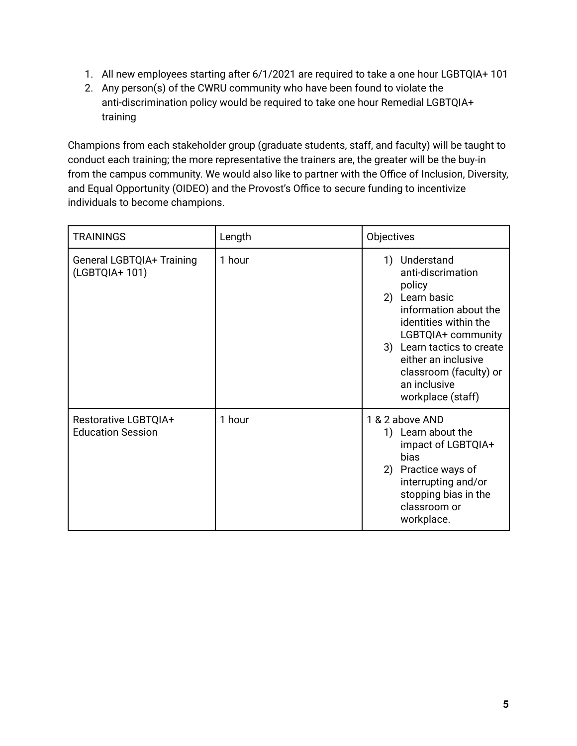1. All new employees starting after 6/1/2021 are required to take a one hour LGBTQIA+ 101
2. Any person(s) of the CWRU community who have been found to violate the anti-discrimination policy would be required to take one hour Remedial LGBTQIA+ training

Champions from each stakeholder group (graduate students, staff, and faculty) will be taught to conduct each training; the more representative the trainers are, the greater will be the buy-in from the campus community. We would also like to partner with the Office of Inclusion, Diversity, and Equal Opportunity (OIDEO) and the Provost's Office to secure funding to incentivize individuals to become champions.

| TRAININGS | Length | Objectives |
| --- | --- | --- |
| General LGBTQIA+ Training (LGBTQIA+ 101) | 1 hour | 1) Understand anti-discrimation policy<br>2) Learn basic information about the identities within the LGBTQIA+ community<br>3) Learn tactics to create either an inclusive classroom (faculty) or an inclusive workplace (staff) |
| Restorative LGBTQIA+ Education Session | 1 hour | 1 & 2 above AND<br>1) Learn about the impact of LGBTQIA+ bias<br>2) Practice ways of interrupting and/or stopping bias in the classroom or workplace. |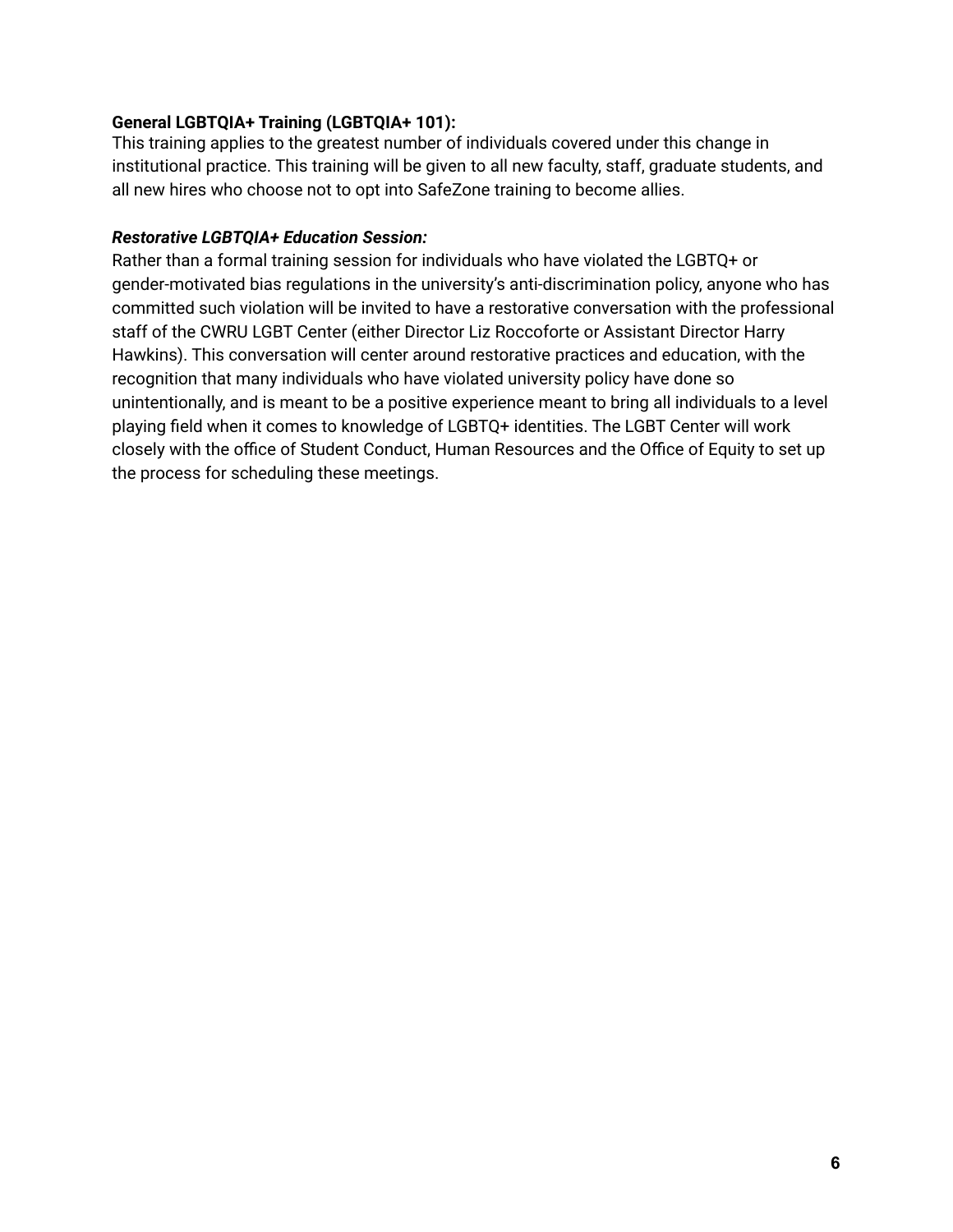**General LGBTQIA+ Training (LGBTQIA+ 101):**
This training applies to the greatest number of individuals covered under this change in institutional practice. This training will be given to all new faculty, staff, graduate students, and all new hires who choose not to opt into SafeZone training to become allies.

***Restorative LGBTQIA+ Education Session:***
Rather than a formal training session for individuals who have violated the LGBTQ+ or gender-motivated bias regulations in the university's anti-discrimination policy, anyone who has committed such violation will be invited to have a restorative conversation with the professional staff of the CWRU LGBT Center (either Director Liz Roccoforte or Assistant Director Harry Hawkins). This conversation will center around restorative practices and education, with the recognition that many individuals who have violated university policy have done so unintentionally, and is meant to be a positive experience meant to bring all individuals to a level playing field when it comes to knowledge of LGBTQ+ identities. The LGBT Center will work closely with the office of Student Conduct, Human Resources and the Office of Equity to set up the process for scheduling these meetings.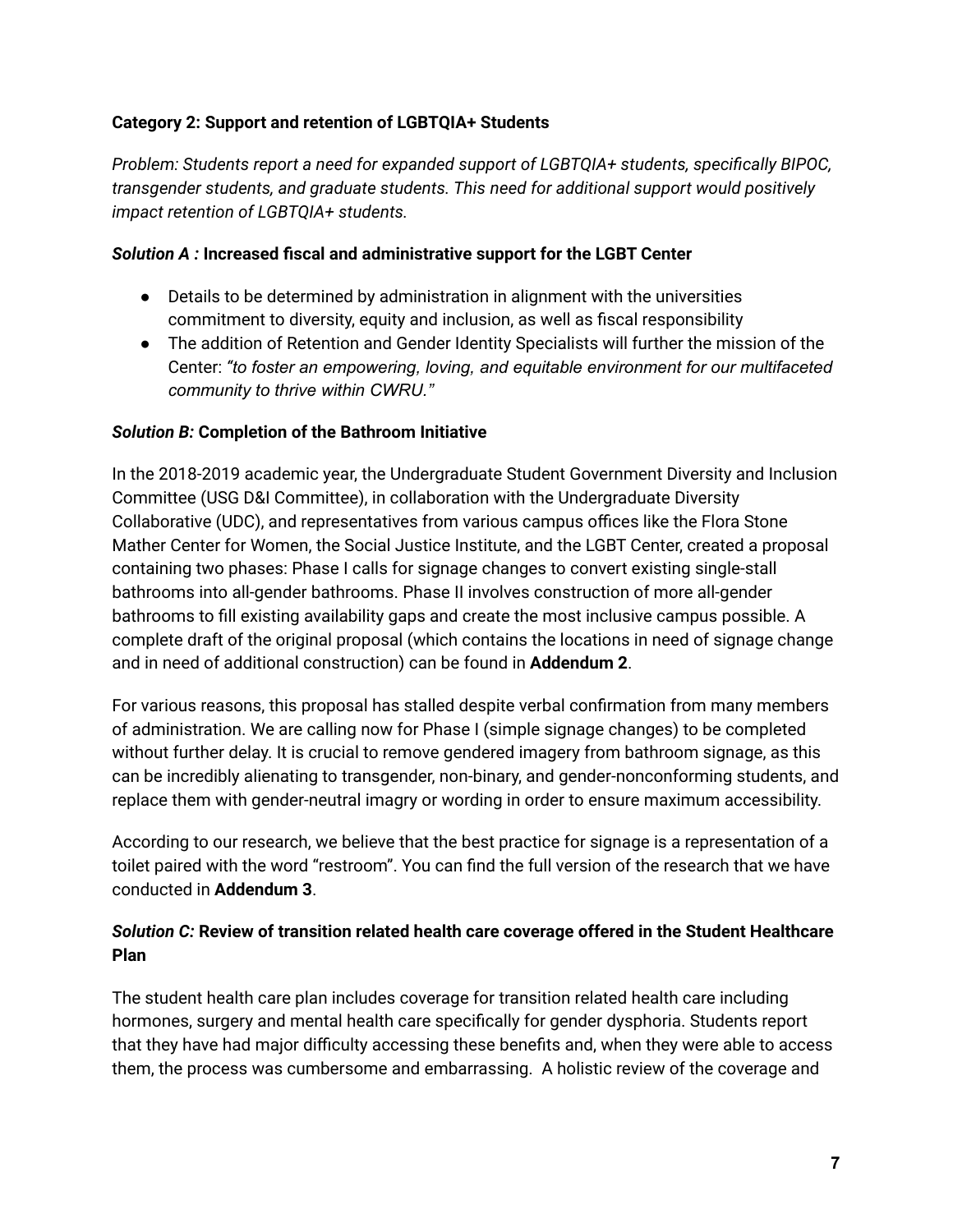**Category 2: Support and retention of LGBTQIA+ Students**

*Problem: Students report a need for expanded support of LGBTQIA+ students, specifically BIPOC, transgender students, and graduate students. This need for additional support would positively impact retention of LGBTQIA+ students.*

***Solution A :*** **Increased fiscal and administrative support for the LGBT Center**

- Details to be determined by administration in alignment with the universities commitment to diversity, equity and inclusion, as well as fiscal responsibility
- The addition of Retention and Gender Identity Specialists will further the mission of the Center: *"to foster an empowering, loving, and equitable environment for our multifaceted community to thrive within CWRU."*

***Solution B:*** **Completion of the Bathroom Initiative**

In the 2018-2019 academic year, the Undergraduate Student Government Diversity and Inclusion Committee (USG D&I Committee), in collaboration with the Undergraduate Diversity Collaborative (UDC), and representatives from various campus offices like the Flora Stone Mather Center for Women, the Social Justice Institute, and the LGBT Center, created a proposal containing two phases: Phase I calls for signage changes to convert existing single-stall bathrooms into all-gender bathrooms. Phase II involves construction of more all-gender bathrooms to fill existing availability gaps and create the most inclusive campus possible. A complete draft of the original proposal (which contains the locations in need of signage change and in need of additional construction) can be found in **Addendum 2**.

For various reasons, this proposal has stalled despite verbal confirmation from many members of administration. We are calling now for Phase I (simple signage changes) to be completed without further delay. It is crucial to remove gendered imagery from bathroom signage, as this can be incredibly alienating to transgender, non-binary, and gender-nonconforming students, and replace them with gender-neutral imagry or wording in order to ensure maximum accessibility.

According to our research, we believe that the best practice for signage is a representation of a toilet paired with the word "restroom". You can find the full version of the research that we have conducted in **Addendum 3**.

***Solution C:*** **Review of transition related health care coverage offered in the Student Healthcare Plan**

The student health care plan includes coverage for transition related health care including hormones, surgery and mental health care specifically for gender dysphoria. Students report that they have had major difficulty accessing these benefits and, when they were able to access them, the process was cumbersome and embarrassing. A holistic review of the coverage and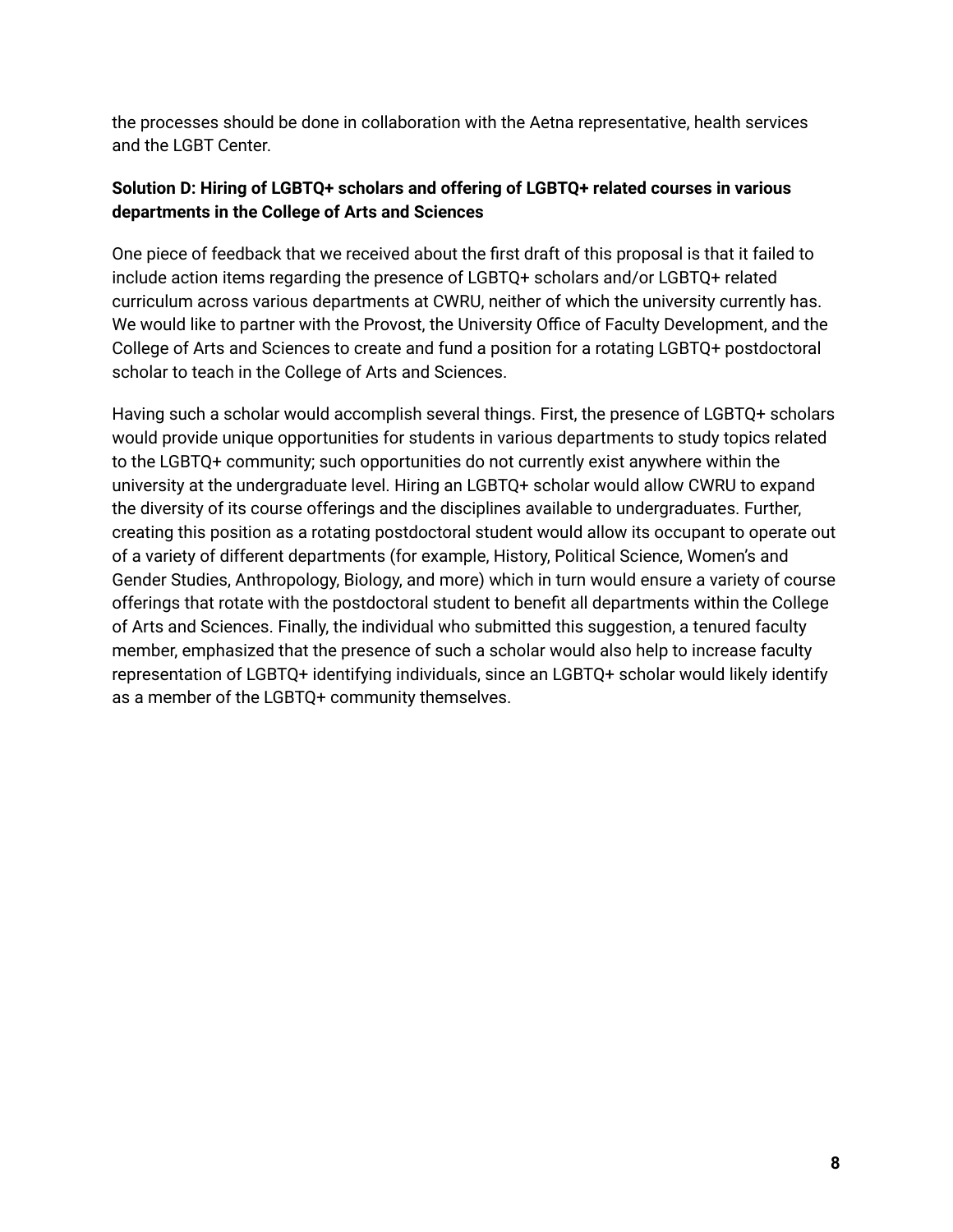the processes should be done in collaboration with the Aetna representative, health services and the LGBT Center.

**Solution D: Hiring of LGBTQ+ scholars and offering of LGBTQ+ related courses in various departments in the College of Arts and Sciences**

One piece of feedback that we received about the first draft of this proposal is that it failed to include action items regarding the presence of LGBTQ+ scholars and/or LGBTQ+ related curriculum across various departments at CWRU, neither of which the university currently has. We would like to partner with the Provost, the University Office of Faculty Development, and the College of Arts and Sciences to create and fund a position for a rotating LGBTQ+ postdoctoral scholar to teach in the College of Arts and Sciences.

Having such a scholar would accomplish several things. First, the presence of LGBTQ+ scholars would provide unique opportunities for students in various departments to study topics related to the LGBTQ+ community; such opportunities do not currently exist anywhere within the university at the undergraduate level. Hiring an LGBTQ+ scholar would allow CWRU to expand the diversity of its course offerings and the disciplines available to undergraduates. Further, creating this position as a rotating postdoctoral student would allow its occupant to operate out of a variety of different departments (for example, History, Political Science, Women's and Gender Studies, Anthropology, Biology, and more) which in turn would ensure a variety of course offerings that rotate with the postdoctoral student to benefit all departments within the College of Arts and Sciences. Finally, the individual who submitted this suggestion, a tenured faculty member, emphasized that the presence of such a scholar would also help to increase faculty representation of LGBTQ+ identifying individuals, since an LGBTQ+ scholar would likely identify as a member of the LGBTQ+ community themselves.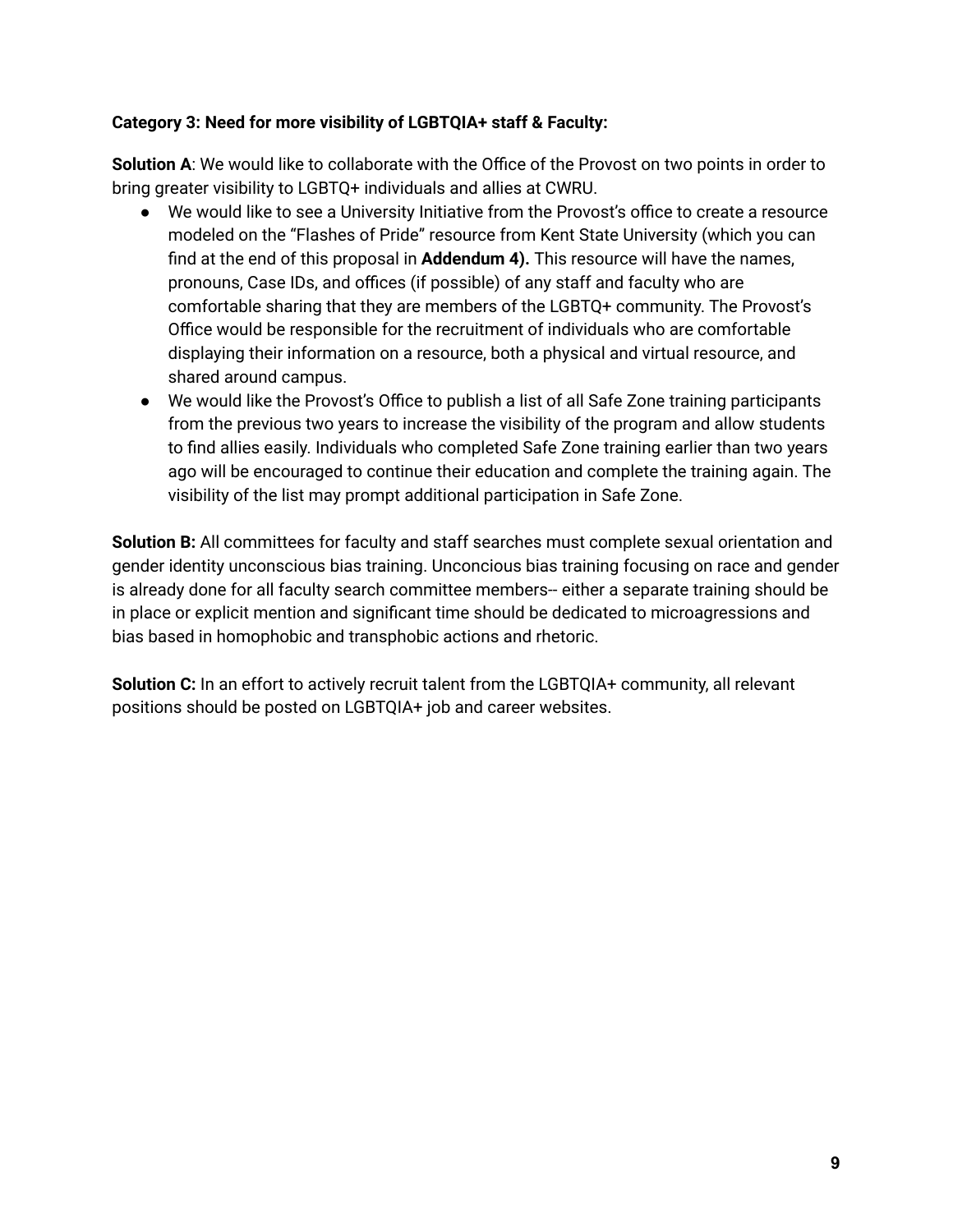**Category 3: Need for more visibility of LGBTQIA+ staff & Faculty:**

**Solution A**: We would like to collaborate with the Office of the Provost on two points in order to bring greater visibility to LGBTQ+ individuals and allies at CWRU.

- We would like to see a University Initiative from the Provost's office to create a resource modeled on the "Flashes of Pride" resource from Kent State University (which you can find at the end of this proposal in **Addendum 4).** This resource will have the names, pronouns, Case IDs, and offices (if possible) of any staff and faculty who are comfortable sharing that they are members of the LGBTQ+ community. The Provost's Office would be responsible for the recruitment of individuals who are comfortable displaying their information on a resource, both a physical and virtual resource, and shared around campus.
- We would like the Provost's Office to publish a list of all Safe Zone training participants from the previous two years to increase the visibility of the program and allow students to find allies easily. Individuals who completed Safe Zone training earlier than two years ago will be encouraged to continue their education and complete the training again. The visibility of the list may prompt additional participation in Safe Zone.

**Solution B:** All committees for faculty and staff searches must complete sexual orientation and gender identity unconscious bias training. Unconcious bias training focusing on race and gender is already done for all faculty search committee members-- either a separate training should be in place or explicit mention and significant time should be dedicated to microagressions and bias based in homophobic and transphobic actions and rhetoric.

**Solution C:** In an effort to actively recruit talent from the LGBTQIA+ community, all relevant positions should be posted on LGBTQIA+ job and career websites.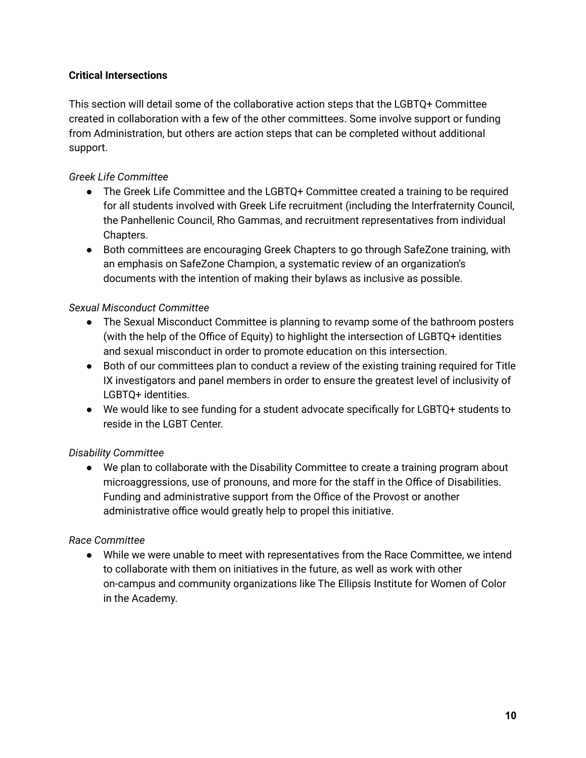**Critical Intersections**

This section will detail some of the collaborative action steps that the LGBTQ+ Committee created in collaboration with a few of the other committees. Some involve support or funding from Administration, but others are action steps that can be completed without additional support.

*Greek Life Committee*

- The Greek Life Committee and the LGBTQ+ Committee created a training to be required for all students involved with Greek Life recruitment (including the Interfraternity Council, the Panhellenic Council, Rho Gammas, and recruitment representatives from individual Chapters.
- Both committees are encouraging Greek Chapters to go through SafeZone training, with an emphasis on SafeZone Champion, a systematic review of an organization's documents with the intention of making their bylaws as inclusive as possible.

*Sexual Misconduct Committee*

- The Sexual Misconduct Committee is planning to revamp some of the bathroom posters (with the help of the Office of Equity) to highlight the intersection of LGBTQ+ identities and sexual misconduct in order to promote education on this intersection.
- Both of our committees plan to conduct a review of the existing training required for Title IX investigators and panel members in order to ensure the greatest level of inclusivity of LGBTQ+ identities.
- We would like to see funding for a student advocate specifically for LGBTQ+ students to reside in the LGBT Center.

*Disability Committee*

- We plan to collaborate with the Disability Committee to create a training program about microaggressions, use of pronouns, and more for the staff in the Office of Disabilities. Funding and administrative support from the Office of the Provost or another administrative office would greatly help to propel this initiative.

*Race Committee*

- While we were unable to meet with representatives from the Race Committee, we intend to collaborate with them on initiatives in the future, as well as work with other on-campus and community organizations like The Ellipsis Institute for Women of Color in the Academy.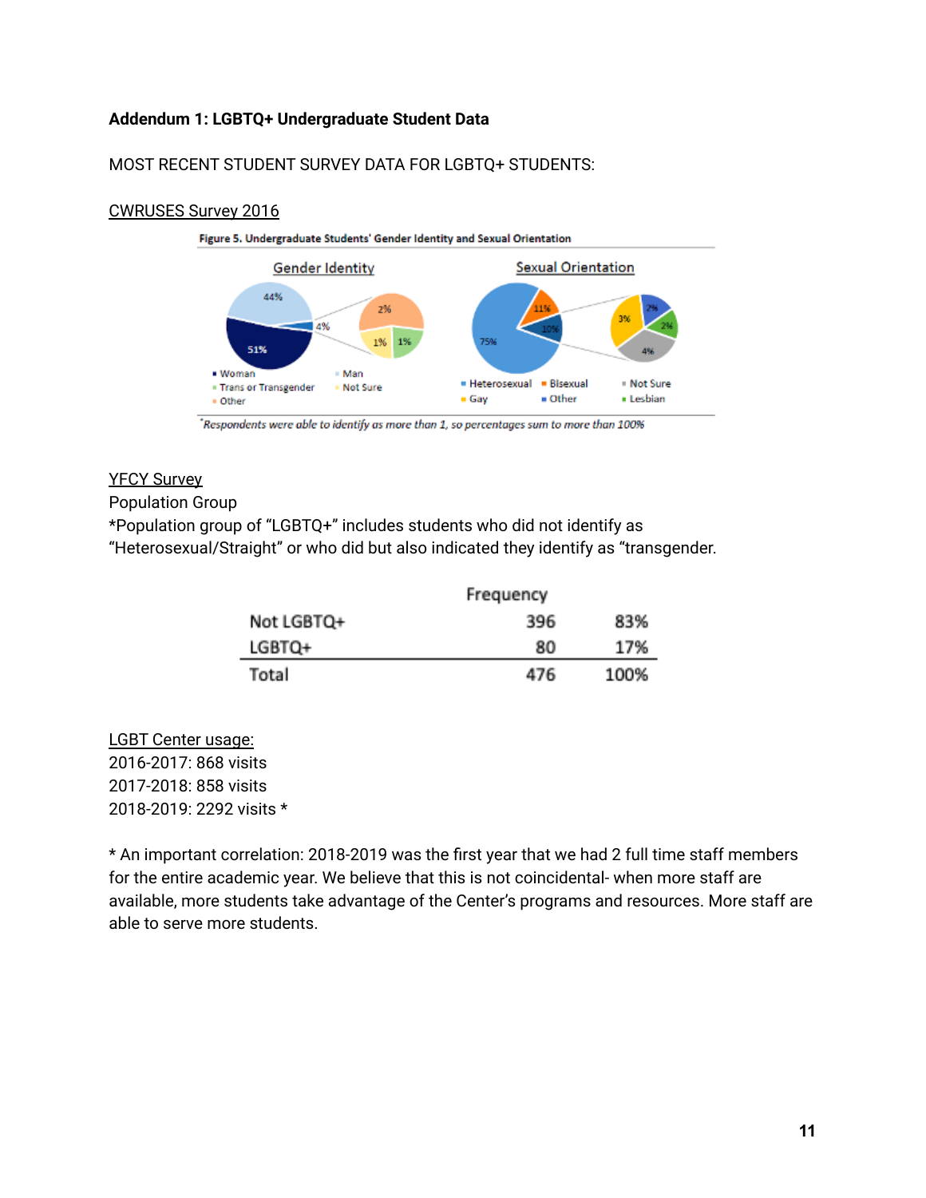**Addendum 1: LGBTQ+ Undergraduate Student Data**

MOST RECENT STUDENT SURVEY DATA FOR LGBTQ+ STUDENTS:

CWRUSES Survey 2016

**Figure 5. Undergraduate Students' Gender Identity and Sexual Orientation**

Gender Identity

- Woman: 51%
- Man: 44%
- Other: 2%
- Trans or Transgender: 1%
- Not Sure: 1%

Sexual Orientation

- Heterosexual: 75%
- Bisexual: 11%
- Other: 10%
- Not Sure: 4%
- Gay: 3%
- Lesbian: 2%
- Other: 2%

*Respondents were able to identify as more than 1, so percentages sum to more than 100%*

YFCY Survey

Population Group

*Population group of "LGBTQ+" includes students who did not identify as "Heterosexual/Straight" or who did but also indicated they identify as "transgender.

| | Frequency | |
|---|---|---|
| Not LGBTQ+ | 396 | 83% |
| LGBTQ+ | 80 | 17% |
| Total | 476 | 100% |

LGBT Center usage:
2016-2017: 868 visits
2017-2018: 858 visits
2018-2019: 2292 visits *

* An important correlation: 2018-2019 was the first year that we had 2 full time staff members for the entire academic year. We believe that this is not coincidental- when more staff are available, more students take advantage of the Center's programs and resources. More staff are able to serve more students.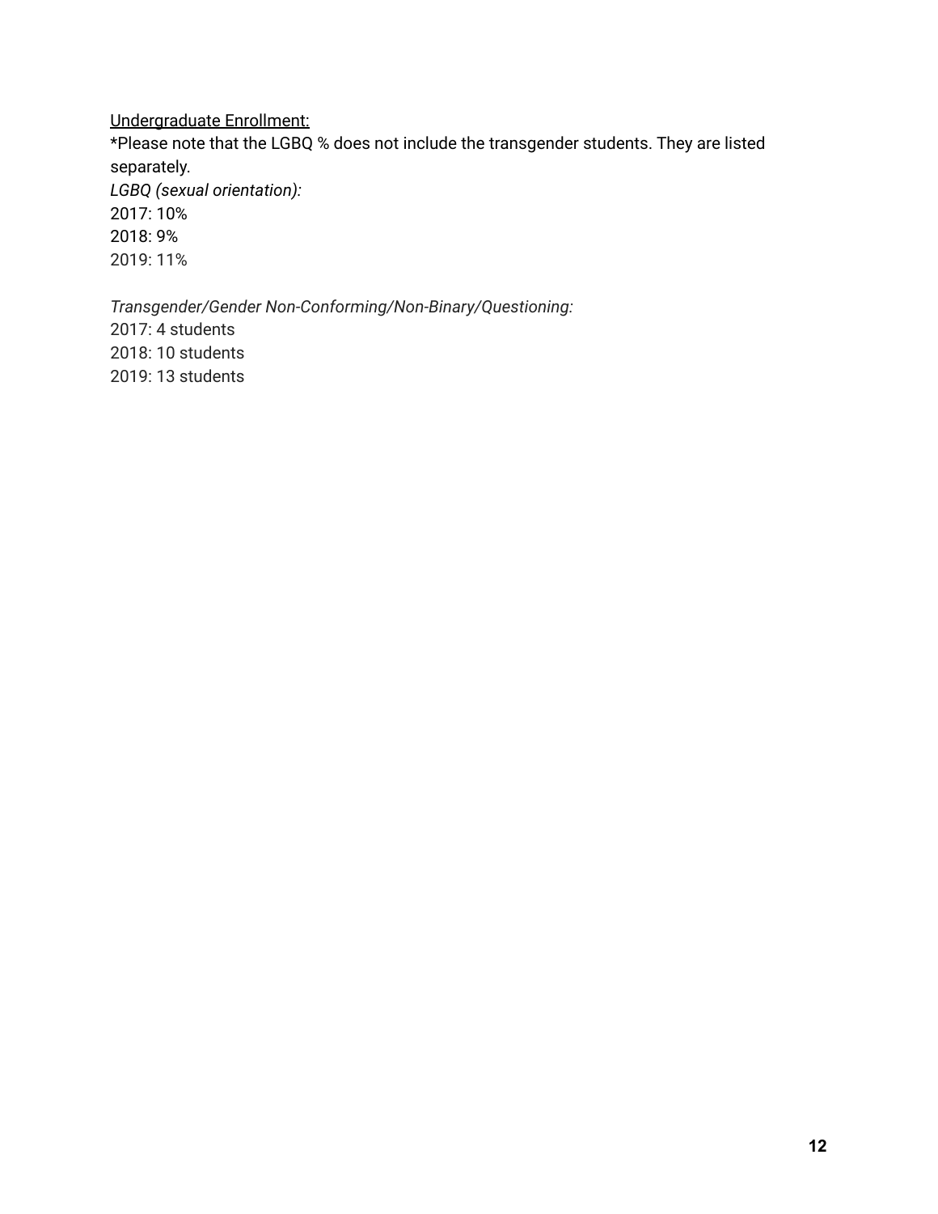<u>Undergraduate Enrollment:</u>

*Please note that the LGBQ % does not include the transgender students. They are listed separately.

*LGBQ (sexual orientation):*

2017: 10%
2018: 9%
2019: 11%

*Transgender/Gender Non-Conforming/Non-Binary/Questioning:*

2017: 4 students
2018: 10 students
2019: 13 students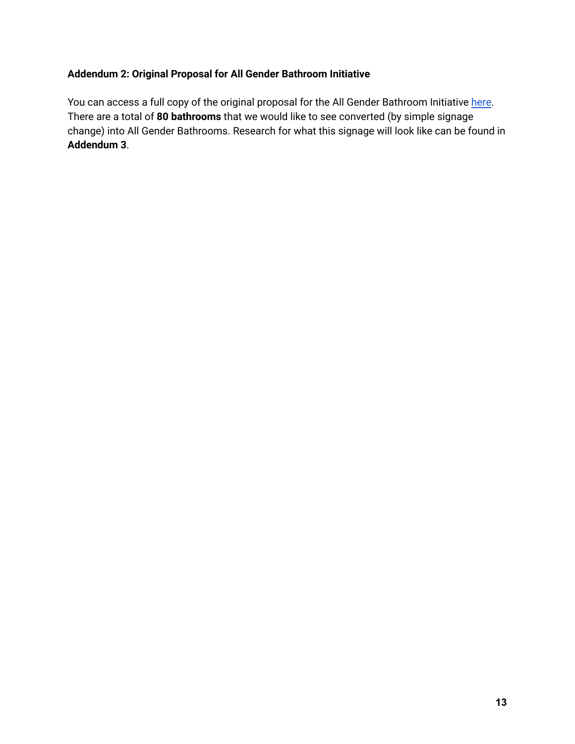**Addendum 2: Original Proposal for All Gender Bathroom Initiative**

You can access a full copy of the original proposal for the All Gender Bathroom Initiative here. There are a total of **80 bathrooms** that we would like to see converted (by simple signage change) into All Gender Bathrooms. Research for what this signage will look like can be found in **Addendum 3**.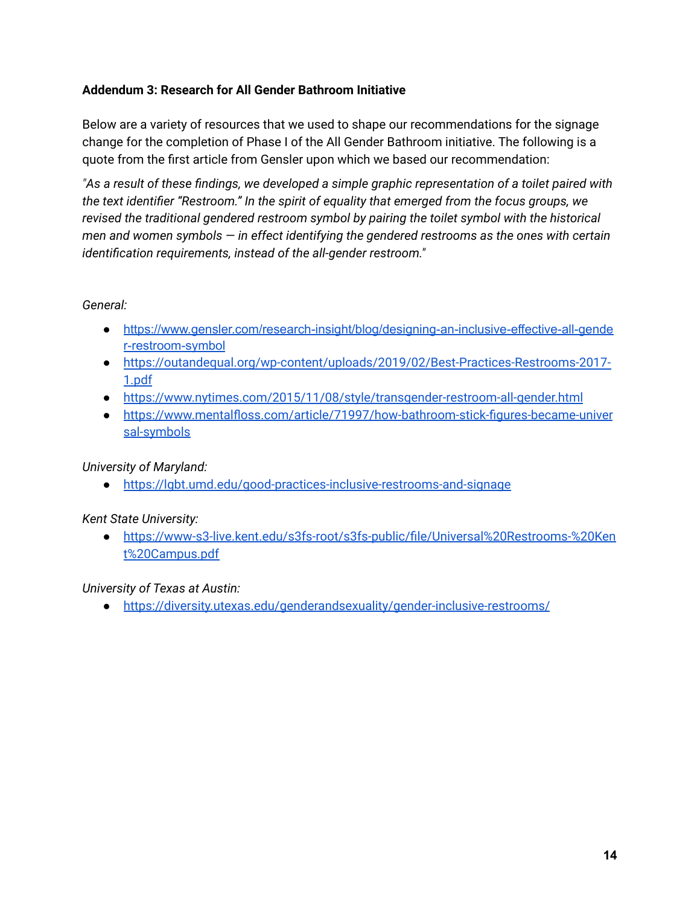**Addendum 3: Research for All Gender Bathroom Initiative**

Below are a variety of resources that we used to shape our recommendations for the signage change for the completion of Phase I of the All Gender Bathroom initiative. The following is a quote from the first article from Gensler upon which we based our recommendation:

*"As a result of these findings, we developed a simple graphic representation of a toilet paired with the text identifier "Restroom." In the spirit of equality that emerged from the focus groups, we revised the traditional gendered restroom symbol by pairing the toilet symbol with the historical men and women symbols — in effect identifying the gendered restrooms as the ones with certain identification requirements, instead of the all-gender restroom."*

*General:*

- https://www.gensler.com/research-insight/blog/designing-an-inclusive-effective-all-gender-restroom-symbol
- https://outandequal.org/wp-content/uploads/2019/02/Best-Practices-Restrooms-2017-1.pdf
- https://www.nytimes.com/2015/11/08/style/transgender-restroom-all-gender.html
- https://www.mentalfloss.com/article/71997/how-bathroom-stick-figures-became-universal-symbols

*University of Maryland:*

- https://lgbt.umd.edu/good-practices-inclusive-restrooms-and-signage

*Kent State University:*

- https://www-s3-live.kent.edu/s3fs-root/s3fs-public/file/Universal%20Restrooms-%20Kent%20Campus.pdf

*University of Texas at Austin:*

- https://diversity.utexas.edu/genderandsexuality/gender-inclusive-restrooms/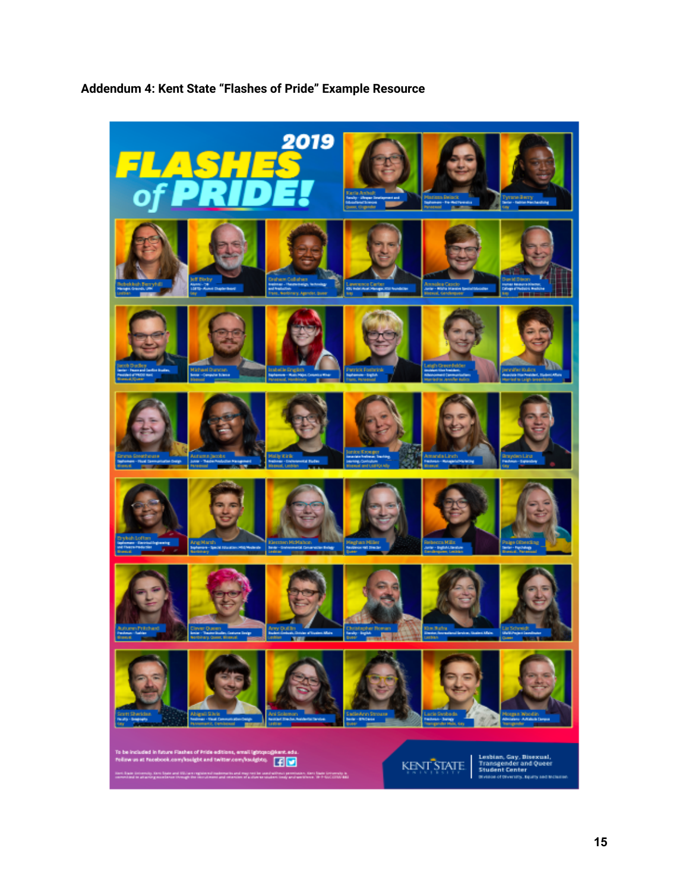**Addendum 4: Kent State "Flashes of Pride" Example Resource**

2019 FLASHES of PRIDE!

KENT STATE UNIVERSITY

Lesbian, Gay, Bisexual, Transgender and Queer Student Center